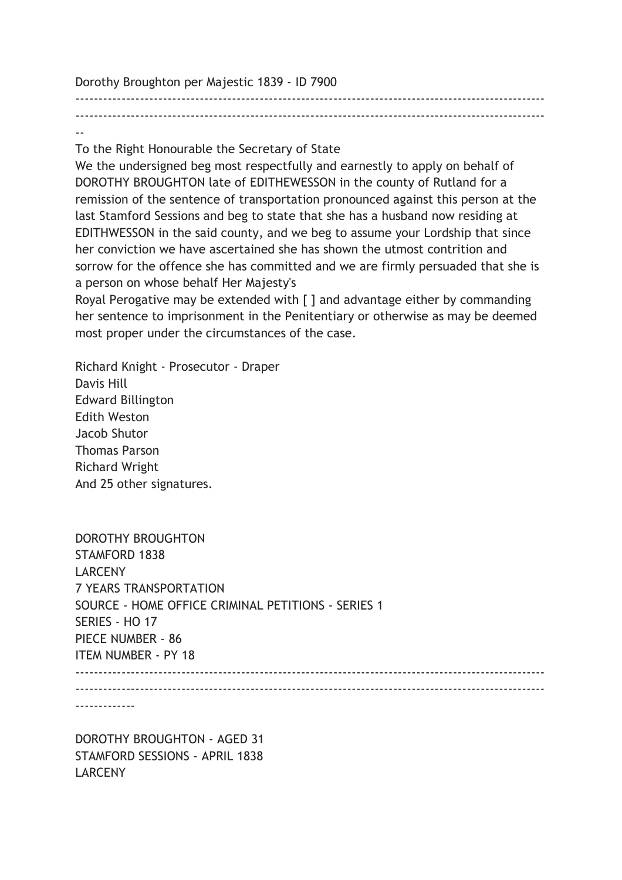Dorothy Broughton per Majestic 1839 - ID 7900

----------------------------------------------------------------------------------------------------
----------------------------------------------------------------------------------------------------
--

To the Right Honourable the Secretary of State

We the undersigned beg most respectfully and earnestly to apply on behalf of DOROTHY BROUGHTON late of EDITHEWESSON in the county of Rutland for a remission of the sentence of transportation pronounced against this person at the last Stamford Sessions and beg to state that she has a husband now residing at EDITHWESSON in the said county, and we beg to assume your Lordship that since her conviction we have ascertained she has shown the utmost contrition and sorrow for the offence she has committed and we are firmly persuaded that she is a person on whose behalf Her Majesty's

Royal Perogative may be extended with [ ] and advantage either by commanding her sentence to imprisonment in the Penitentiary or otherwise as may be deemed most proper under the circumstances of the case.

Richard Knight - Prosecutor - Draper
Davis Hill
Edward Billington
Edith Weston
Jacob Shutor
Thomas Parson
Richard Wright
And 25 other signatures.

DOROTHY BROUGHTON
STAMFORD 1838
LARCENY
7 YEARS TRANSPORTATION
SOURCE - HOME OFFICE CRIMINAL PETITIONS - SERIES 1
SERIES - HO 17
PIECE NUMBER - 86
ITEM NUMBER - PY 18

----------------------------------------------------------------------------------------------------
----------------------------------------------------------------------------------------------------
------------

DOROTHY BROUGHTON - AGED 31
STAMFORD SESSIONS - APRIL 1838
LARCENY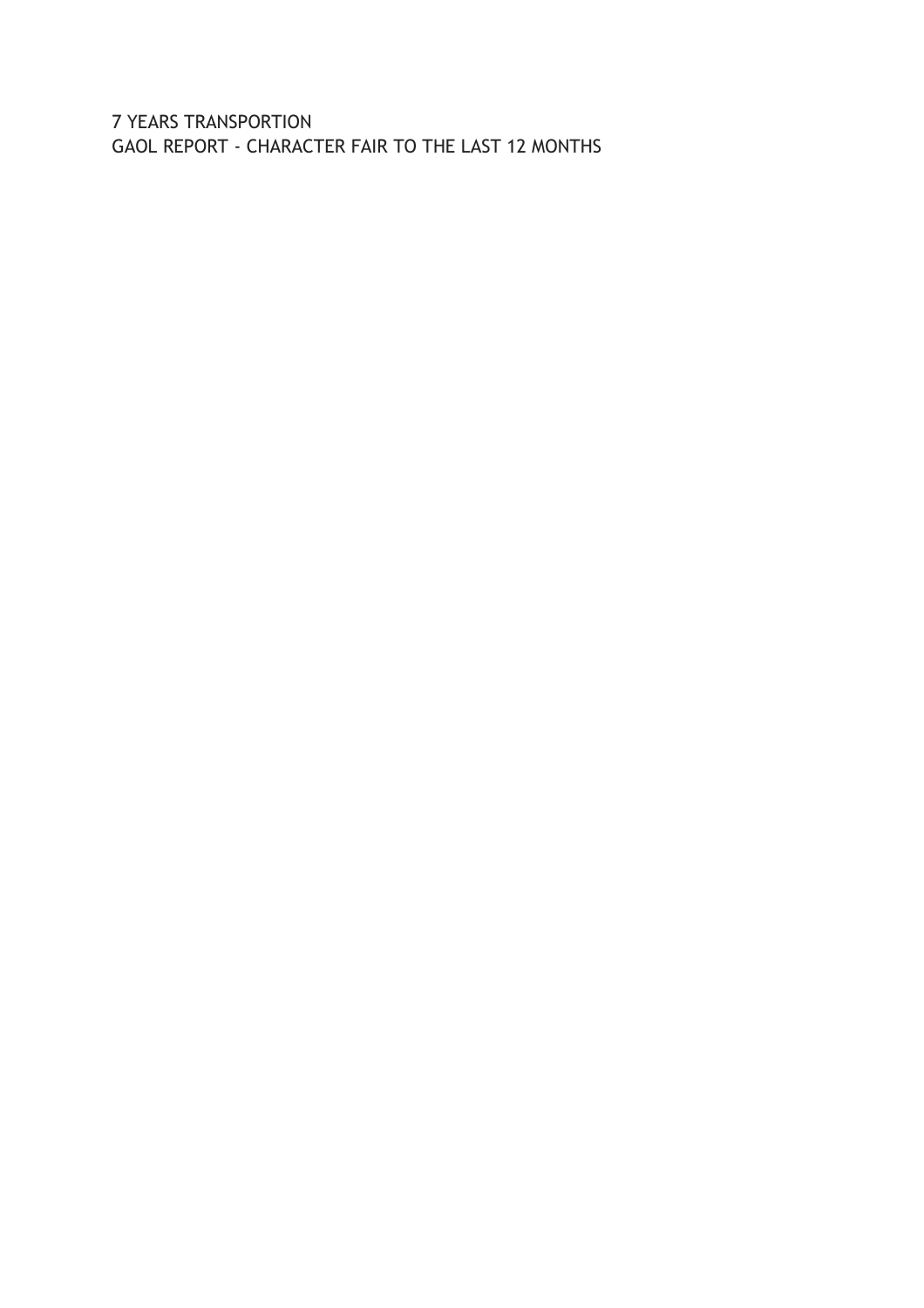7 YEARS TRANSPORTION
GAOL REPORT - CHARACTER FAIR TO THE LAST 12 MONTHS